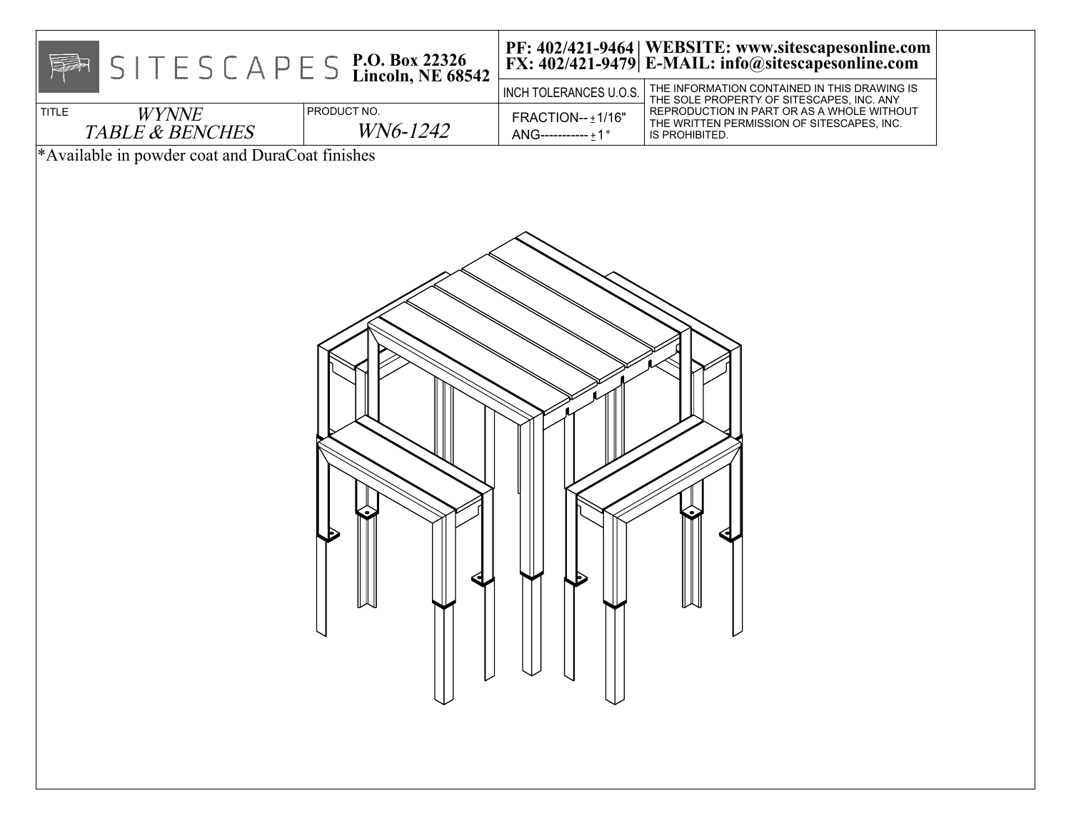SITESCAPES **P.O. Box 22326 Lincoln, NE 68542**

**PF: 402/421-9464 | WEBSITE: www.sitescapesonline.com**
**FX: 402/421-9479 | E-MAIL: info@sitescapesonline.com**

| TITLE | PRODUCT NO. | INCH TOLERANCES U.O.S. | |
|---|---|---|---|
| *WYNNE TABLE & BENCHES* | *WN6-1242* | FRACTION-- ± 1/16" ANG----------- ± 1° | THE INFORMATION CONTAINED IN THIS DRAWING IS THE SOLE PROPERTY OF SITESCAPES, INC. ANY REPRODUCTION IN PART OR AS A WHOLE WITHOUT THE WRITTEN PERMISSION OF SITESCAPES, INC. IS PROHIBITED. |

*Available in powder coat and DuraCoat finishes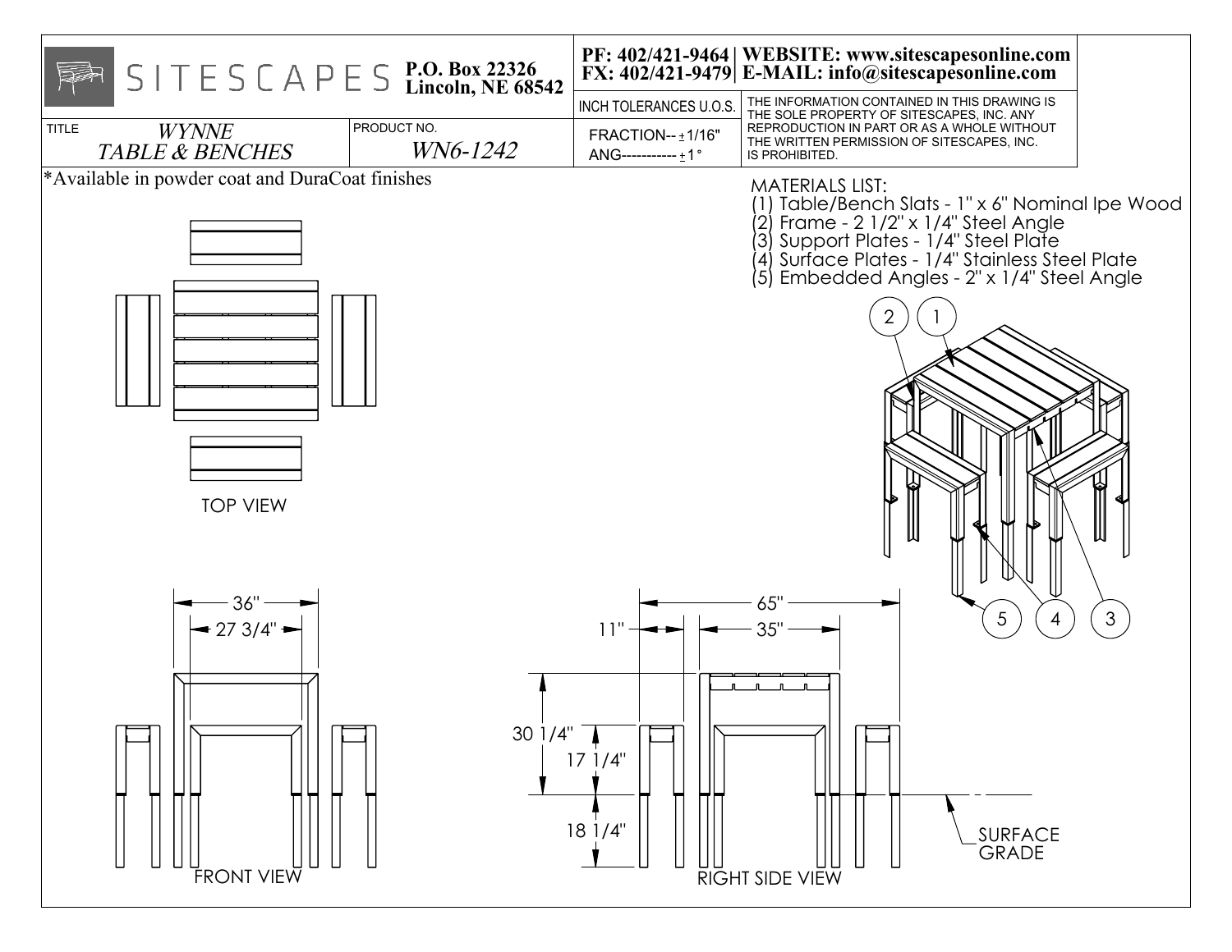SITESCAPES P.O. Box 22326 Lincoln, NE 68542

PF: 402/421-9464 | WEBSITE: www.sitescapesonline.com
FX: 402/421-9479 | E-MAIL: info@sitescapesonline.com

INCH TOLERANCES U.O.S.

FRACTION-- ± 1/16"
ANG----------- ± 1°

THE INFORMATION CONTAINED IN THIS DRAWING IS THE SOLE PROPERTY OF SITESCAPES, INC. ANY REPRODUCTION IN PART OR AS A WHOLE WITHOUT THE WRITTEN PERMISSION OF SITESCAPES, INC. IS PROHIBITED.

TITLE *WYNNE TABLE & BENCHES*

PRODUCT NO. *WN6-1242*

*Available in powder coat and DuraCoat finishes

MATERIALS LIST:

(1) Table/Bench Slats - 1" x 6" Nominal Ipe Wood
(2) Frame - 2 1/2" x 1/4" Steel Angle
(3) Support Plates - 1/4" Steel Plate
(4) Surface Plates - 1/4" Stainless Steel Plate
(5) Embedded Angles - 2" x 1/4" Steel Angle

2
1
5
4
3

TOP VIEW

36"
27 3/4"

FRONT VIEW

65"
11"
35"
30 1/4"
17 1/4"
18 1/4"

SURFACE GRADE

RIGHT SIDE VIEW